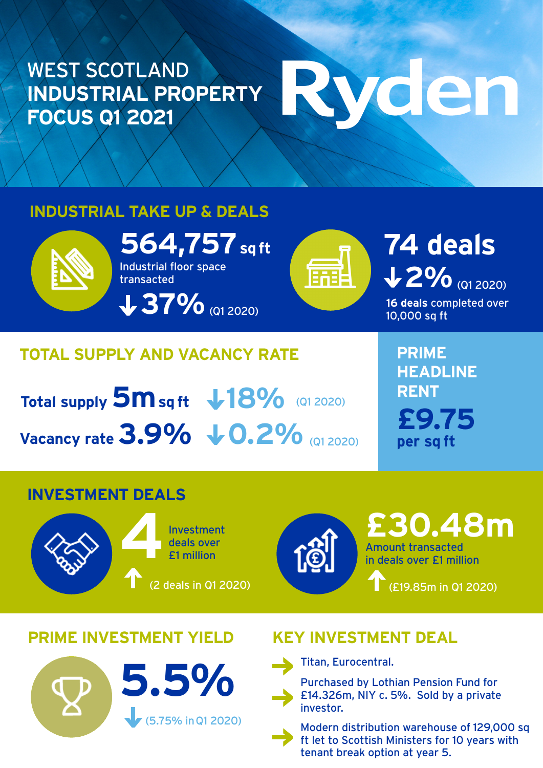# WEST SCOTLAND INDUSTRIAL PROPERTY FOCUS Q1 2021

Ryden

## INDUSTRIAL TAKE UP & DEALS

**564,757** sq ft

Industrial floor space transacted

↓37% (Q1 2020)

**74 deals**

↓2% (Q1 2020)

**16 deals** completed over 10,000 sq ft

## TOTAL SUPPLY AND VACANCY RATE

**Total supply 5m sq ft** ↓18% (Q1 2020)

**Vacancy rate 3.9%** ↓0.2% (Q1 2020)

## PRIME HEADLINE RENT

**£9.75 per sq ft**

## INVESTMENT DEALS

**4** Investment deals over £1 million

↑ (2 deals in Q1 2020)

**£30.48m** Amount transacted in deals over £1 million

↑ (£19.85m in Q1 2020)

## PRIME INVESTMENT YIELD

**5.5%**

↓ (5.75% in Q1 2020)

## KEY INVESTMENT DEAL

- Titan, Eurocentral.
- Purchased by Lothian Pension Fund for £14.326m, NIY c. 5%. Sold by a private investor.
- Modern distribution warehouse of 129,000 sq ft let to Scottish Ministers for 10 years with tenant break option at year 5.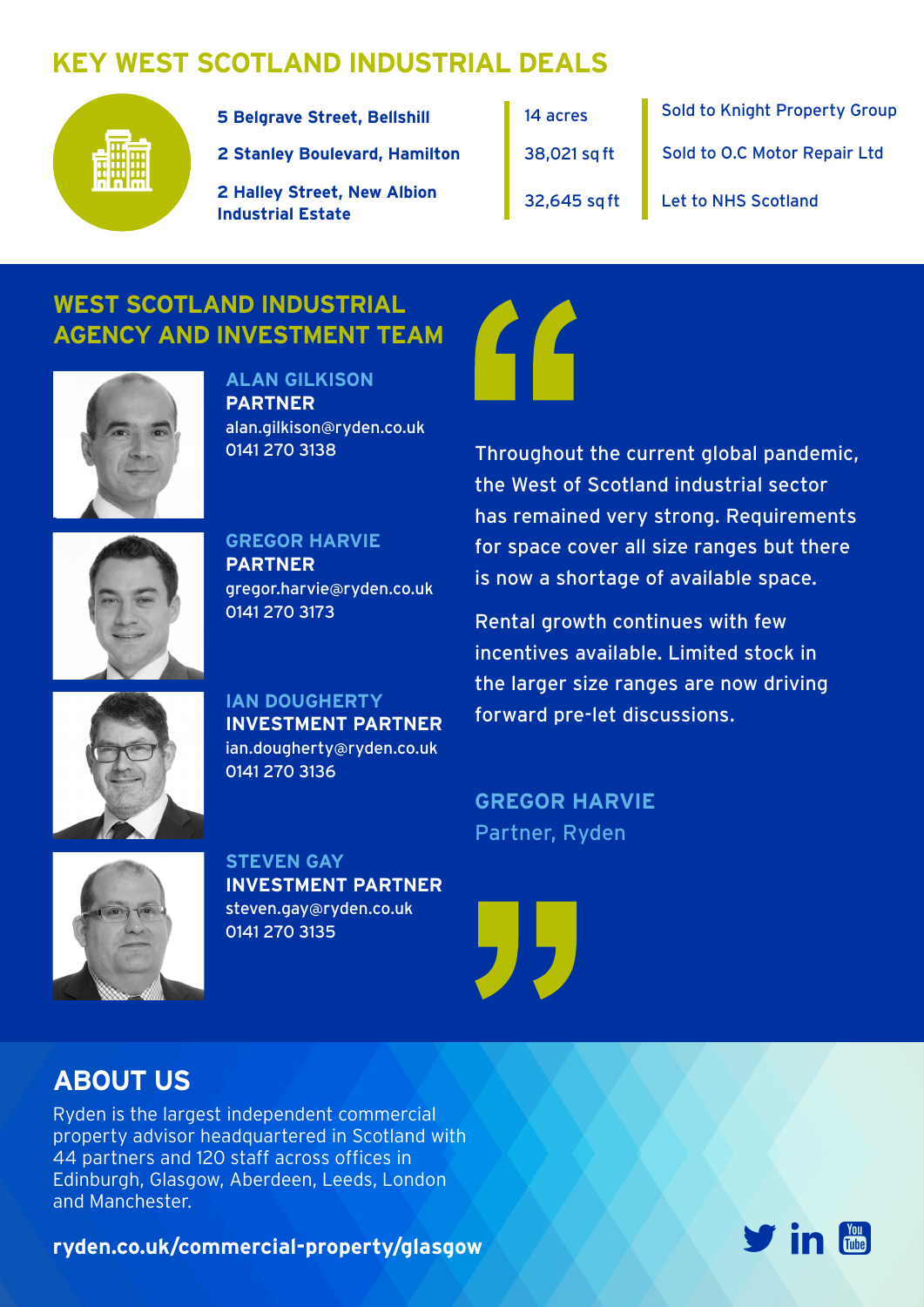## KEY WEST SCOTLAND INDUSTRIAL DEALS

| | | |
|---|---|---|
| **5 Belgrave Street, Bellshill** | 14 acres | Sold to Knight Property Group |
| **2 Stanley Boulevard, Hamilton** | 38,021 sq ft | Sold to O.C Motor Repair Ltd |
| **2 Halley Street, New Albion Industrial Estate** | 32,645 sq ft | Let to NHS Scotland |

## WEST SCOTLAND INDUSTRIAL AGENCY AND INVESTMENT TEAM

**ALAN GILKISON**
**PARTNER**
alan.gilkison@ryden.co.uk
0141 270 3138

**GREGOR HARVIE**
**PARTNER**
gregor.harvie@ryden.co.uk
0141 270 3173

**IAN DOUGHERTY**
**INVESTMENT PARTNER**
ian.dougherty@ryden.co.uk
0141 270 3136

**STEVEN GAY**
**INVESTMENT PARTNER**
steven.gay@ryden.co.uk
0141 270 3135

> Throughout the current global pandemic, the West of Scotland industrial sector has remained very strong. Requirements for space cover all size ranges but there is now a shortage of available space.
>
> Rental growth continues with few incentives available. Limited stock in the larger size ranges are now driving forward pre-let discussions.
>
> **GREGOR HARVIE**
> Partner, Ryden

## ABOUT US

Ryden is the largest independent commercial property advisor headquartered in Scotland with 44 partners and 120 staff across offices in Edinburgh, Glasgow, Aberdeen, Leeds, London and Manchester.

**ryden.co.uk/commercial-property/glasgow**